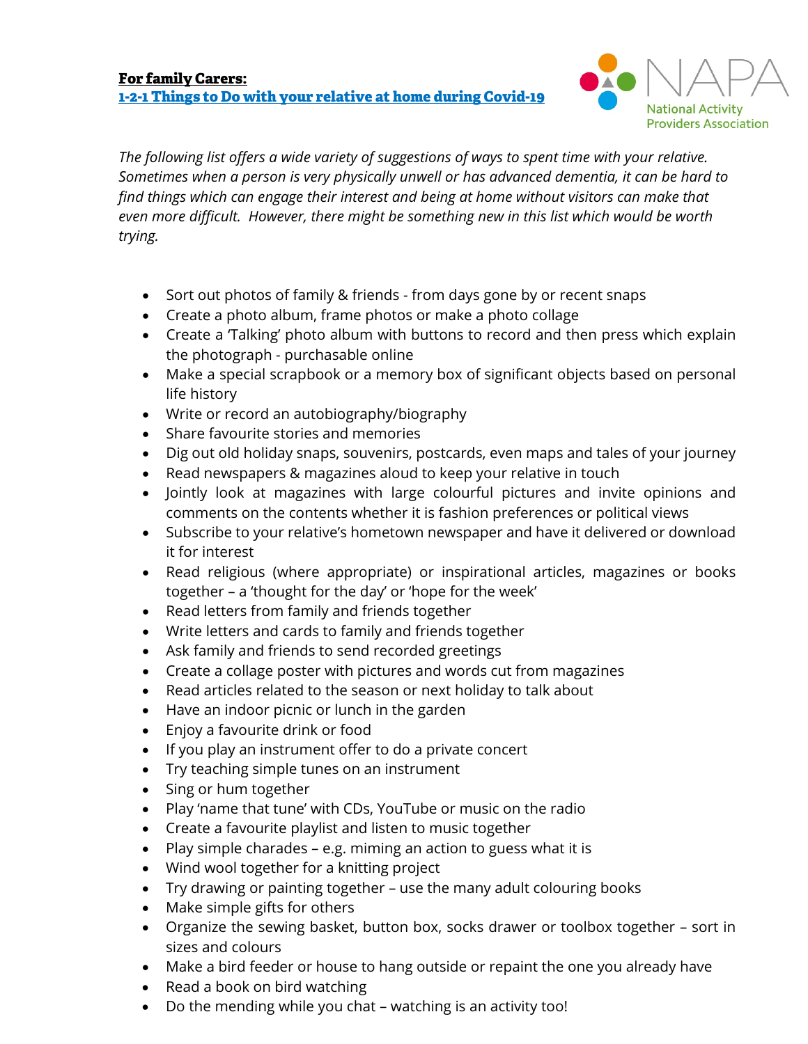**For family Carers:**

**1-2-1 Things to Do with your relative at home during Covid-19**

NAPA
National Activity Providers Association

*The following list offers a wide variety of suggestions of ways to spent time with your relative. Sometimes when a person is very physically unwell or has advanced dementia, it can be hard to find things which can engage their interest and being at home without visitors can make that even more difficult. However, there might be something new in this list which would be worth trying.*

- Sort out photos of family & friends - from days gone by or recent snaps
- Create a photo album, frame photos or make a photo collage
- Create a 'Talking' photo album with buttons to record and then press which explain the photograph - purchasable online
- Make a special scrapbook or a memory box of significant objects based on personal life history
- Write or record an autobiography/biography
- Share favourite stories and memories
- Dig out old holiday snaps, souvenirs, postcards, even maps and tales of your journey
- Read newspapers & magazines aloud to keep your relative in touch
- Jointly look at magazines with large colourful pictures and invite opinions and comments on the contents whether it is fashion preferences or political views
- Subscribe to your relative's hometown newspaper and have it delivered or download it for interest
- Read religious (where appropriate) or inspirational articles, magazines or books together – a 'thought for the day' or 'hope for the week'
- Read letters from family and friends together
- Write letters and cards to family and friends together
- Ask family and friends to send recorded greetings
- Create a collage poster with pictures and words cut from magazines
- Read articles related to the season or next holiday to talk about
- Have an indoor picnic or lunch in the garden
- Enjoy a favourite drink or food
- If you play an instrument offer to do a private concert
- Try teaching simple tunes on an instrument
- Sing or hum together
- Play 'name that tune' with CDs, YouTube or music on the radio
- Create a favourite playlist and listen to music together
- Play simple charades – e.g. miming an action to guess what it is
- Wind wool together for a knitting project
- Try drawing or painting together – use the many adult colouring books
- Make simple gifts for others
- Organize the sewing basket, button box, socks drawer or toolbox together – sort in sizes and colours
- Make a bird feeder or house to hang outside or repaint the one you already have
- Read a book on bird watching
- Do the mending while you chat – watching is an activity too!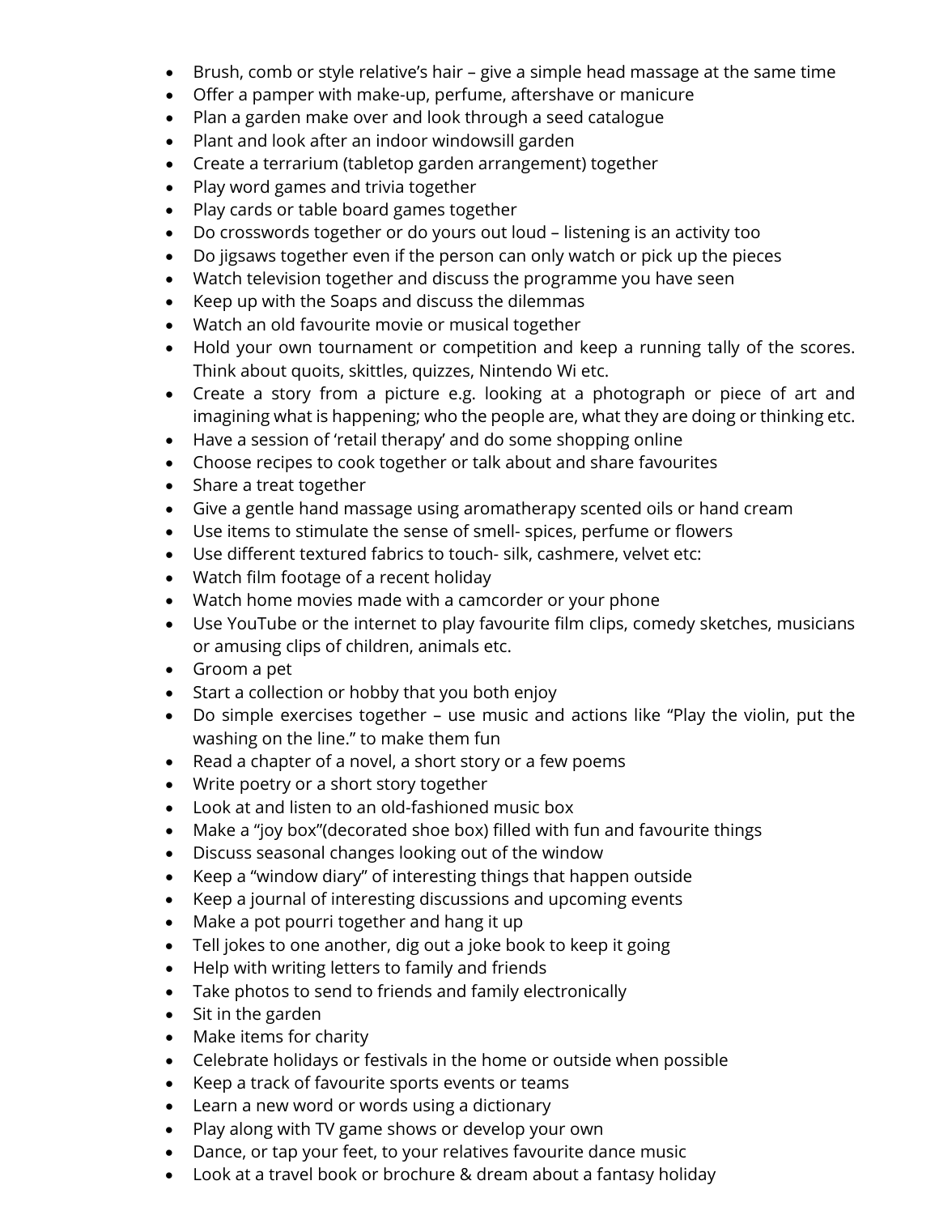- Brush, comb or style relative's hair – give a simple head massage at the same time
- Offer a pamper with make-up, perfume, aftershave or manicure
- Plan a garden make over and look through a seed catalogue
- Plant and look after an indoor windowsill garden
- Create a terrarium (tabletop garden arrangement) together
- Play word games and trivia together
- Play cards or table board games together
- Do crosswords together or do yours out loud – listening is an activity too
- Do jigsaws together even if the person can only watch or pick up the pieces
- Watch television together and discuss the programme you have seen
- Keep up with the Soaps and discuss the dilemmas
- Watch an old favourite movie or musical together
- Hold your own tournament or competition and keep a running tally of the scores. Think about quoits, skittles, quizzes, Nintendo Wi etc.
- Create a story from a picture e.g. looking at a photograph or piece of art and imagining what is happening; who the people are, what they are doing or thinking etc.
- Have a session of 'retail therapy' and do some shopping online
- Choose recipes to cook together or talk about and share favourites
- Share a treat together
- Give a gentle hand massage using aromatherapy scented oils or hand cream
- Use items to stimulate the sense of smell- spices, perfume or flowers
- Use different textured fabrics to touch- silk, cashmere, velvet etc:
- Watch film footage of a recent holiday
- Watch home movies made with a camcorder or your phone
- Use YouTube or the internet to play favourite film clips, comedy sketches, musicians or amusing clips of children, animals etc.
- Groom a pet
- Start a collection or hobby that you both enjoy
- Do simple exercises together – use music and actions like "Play the violin, put the washing on the line." to make them fun
- Read a chapter of a novel, a short story or a few poems
- Write poetry or a short story together
- Look at and listen to an old-fashioned music box
- Make a "joy box"(decorated shoe box) filled with fun and favourite things
- Discuss seasonal changes looking out of the window
- Keep a "window diary" of interesting things that happen outside
- Keep a journal of interesting discussions and upcoming events
- Make a pot pourri together and hang it up
- Tell jokes to one another, dig out a joke book to keep it going
- Help with writing letters to family and friends
- Take photos to send to friends and family electronically
- Sit in the garden
- Make items for charity
- Celebrate holidays or festivals in the home or outside when possible
- Keep a track of favourite sports events or teams
- Learn a new word or words using a dictionary
- Play along with TV game shows or develop your own
- Dance, or tap your feet, to your relatives favourite dance music
- Look at a travel book or brochure & dream about a fantasy holiday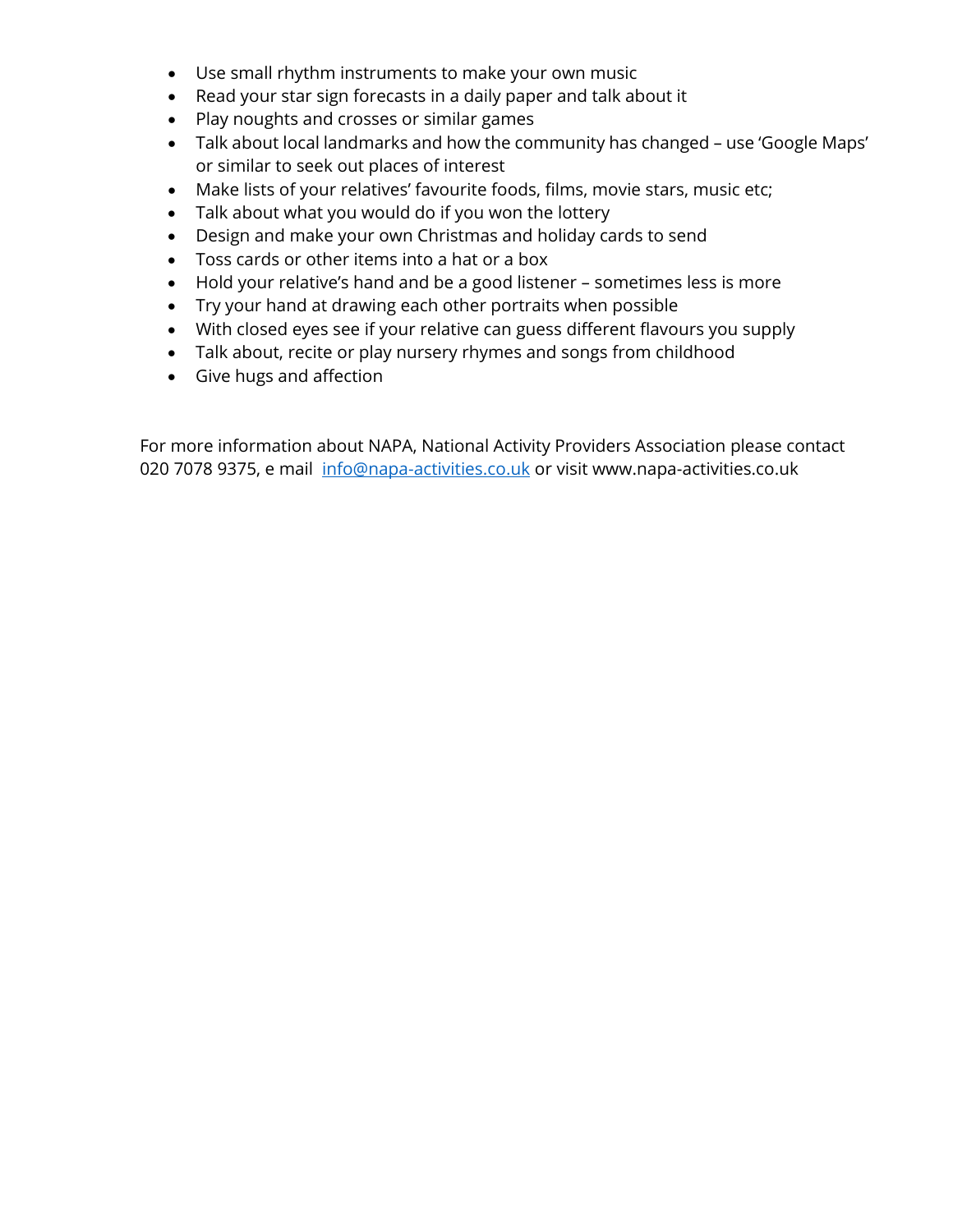- Use small rhythm instruments to make your own music
- Read your star sign forecasts in a daily paper and talk about it
- Play noughts and crosses or similar games
- Talk about local landmarks and how the community has changed – use 'Google Maps' or similar to seek out places of interest
- Make lists of your relatives' favourite foods, films, movie stars, music etc;
- Talk about what you would do if you won the lottery
- Design and make your own Christmas and holiday cards to send
- Toss cards or other items into a hat or a box
- Hold your relative's hand and be a good listener – sometimes less is more
- Try your hand at drawing each other portraits when possible
- With closed eyes see if your relative can guess different flavours you supply
- Talk about, recite or play nursery rhymes and songs from childhood
- Give hugs and affection

For more information about NAPA, National Activity Providers Association please contact 020 7078 9375, e mail [info@napa-activities.co.uk](mailto:info@napa-activities.co.uk) or visit www.napa-activities.co.uk